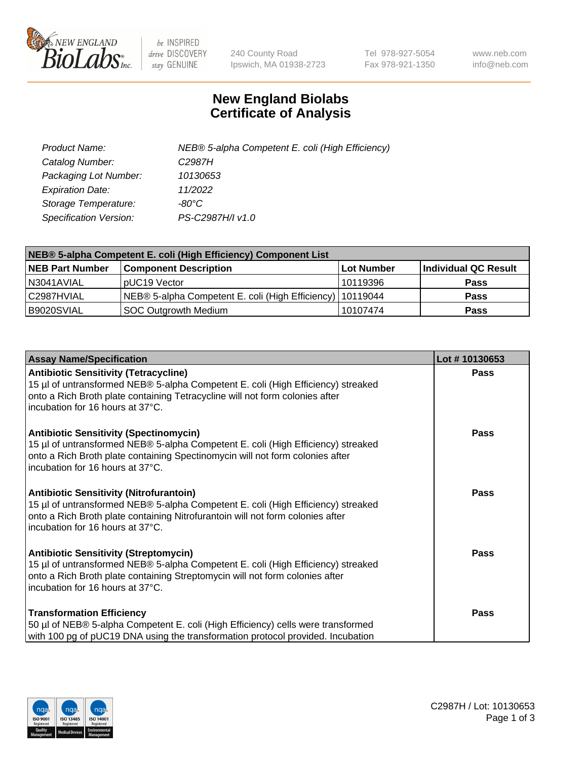# New England Biolabs Certificate of Analysis

| | |
|---|---|
| *Product Name:* | *NEB® 5-alpha Competent E. coli (High Efficiency)* |
| *Catalog Number:* | *C2987H* |
| *Packaging Lot Number:* | *10130653* |
| *Expiration Date:* | *11/2022* |
| *Storage Temperature:* | *-80°C* |
| *Specification Version:* | *PS-C2987H/I v1.0* |

| NEB® 5-alpha Competent E. coli (High Efficiency) Component List | | | |
|---|---|---|---|
| **NEB Part Number** | **Component Description** | **Lot Number** | **Individual QC Result** |
| N3041AVIAL | pUC19 Vector | 10119396 | **Pass** |
| C2987HVIAL | NEB® 5-alpha Competent E. coli (High Efficiency) | 10119044 | **Pass** |
| B9020SVIAL | SOC Outgrowth Medium | 10107474 | **Pass** |

| Assay Name/Specification | Lot # 10130653 |
|---|---|
| **Antibiotic Sensitivity (Tetracycline)**<br>15 µl of untransformed NEB® 5-alpha Competent E. coli (High Efficiency) streaked onto a Rich Broth plate containing Tetracycline will not form colonies after incubation for 16 hours at 37°C. | **Pass** |
| **Antibiotic Sensitivity (Spectinomycin)**<br>15 µl of untransformed NEB® 5-alpha Competent E. coli (High Efficiency) streaked onto a Rich Broth plate containing Spectinomycin will not form colonies after incubation for 16 hours at 37°C. | **Pass** |
| **Antibiotic Sensitivity (Nitrofurantoin)**<br>15 µl of untransformed NEB® 5-alpha Competent E. coli (High Efficiency) streaked onto a Rich Broth plate containing Nitrofurantoin will not form colonies after incubation for 16 hours at 37°C. | **Pass** |
| **Antibiotic Sensitivity (Streptomycin)**<br>15 µl of untransformed NEB® 5-alpha Competent E. coli (High Efficiency) streaked onto a Rich Broth plate containing Streptomycin will not form colonies after incubation for 16 hours at 37°C. | **Pass** |
| **Transformation Efficiency**<br>50 µl of NEB® 5-alpha Competent E. coli (High Efficiency) cells were transformed with 100 pg of pUC19 DNA using the transformation protocol provided. Incubation | **Pass** |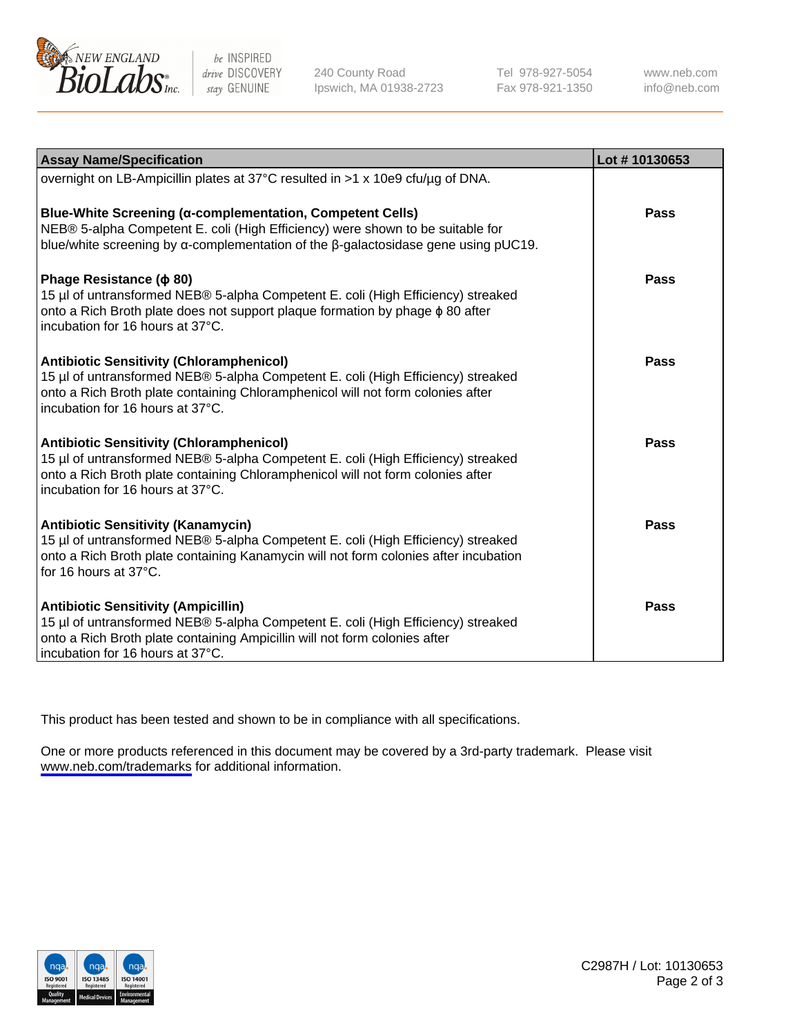| Assay Name/Specification | Lot # 10130653 |
| --- | --- |
| overnight on LB-Ampicillin plates at 37°C resulted in >1 x 10e9 cfu/µg of DNA. | |
| **Blue-White Screening (α-complementation, Competent Cells)**<br>NEB® 5-alpha Competent E. coli (High Efficiency) were shown to be suitable for blue/white screening by α-complementation of the β-galactosidase gene using pUC19. | **Pass** |
| **Phage Resistance (ϕ 80)**<br>15 µl of untransformed NEB® 5-alpha Competent E. coli (High Efficiency) streaked onto a Rich Broth plate does not support plaque formation by phage ϕ 80 after incubation for 16 hours at 37°C. | **Pass** |
| **Antibiotic Sensitivity (Chloramphenicol)**<br>15 µl of untransformed NEB® 5-alpha Competent E. coli (High Efficiency) streaked onto a Rich Broth plate containing Chloramphenicol will not form colonies after incubation for 16 hours at 37°C. | **Pass** |
| **Antibiotic Sensitivity (Chloramphenicol)**<br>15 µl of untransformed NEB® 5-alpha Competent E. coli (High Efficiency) streaked onto a Rich Broth plate containing Chloramphenicol will not form colonies after incubation for 16 hours at 37°C. | **Pass** |
| **Antibiotic Sensitivity (Kanamycin)**<br>15 µl of untransformed NEB® 5-alpha Competent E. coli (High Efficiency) streaked onto a Rich Broth plate containing Kanamycin will not form colonies after incubation for 16 hours at 37°C. | **Pass** |
| **Antibiotic Sensitivity (Ampicillin)**<br>15 µl of untransformed NEB® 5-alpha Competent E. coli (High Efficiency) streaked onto a Rich Broth plate containing Ampicillin will not form colonies after incubation for 16 hours at 37°C. | **Pass** |

This product has been tested and shown to be in compliance with all specifications.

One or more products referenced in this document may be covered by a 3rd-party trademark. Please visit www.neb.com/trademarks for additional information.

C2987H / Lot: 10130653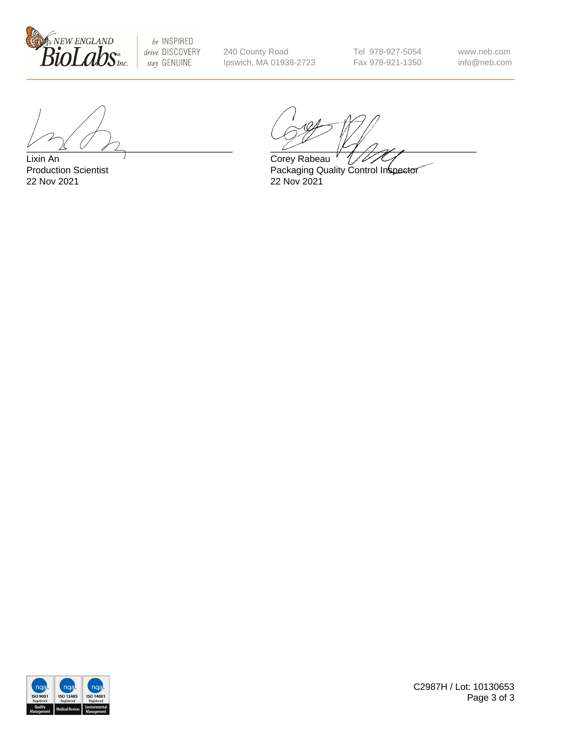Lixin An
Production Scientist
22 Nov 2021

Corey Rabeau
Packaging Quality Control Inspector
22 Nov 2021